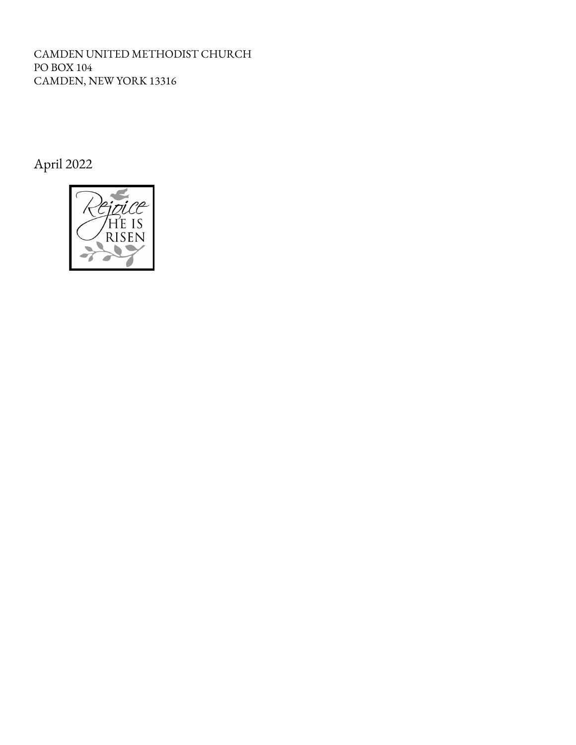CAMDEN UNITED METHODIST CHURCH
PO BOX 104
CAMDEN, NEW YORK 13316

April 2022

Rejoice
HE IS
RISEN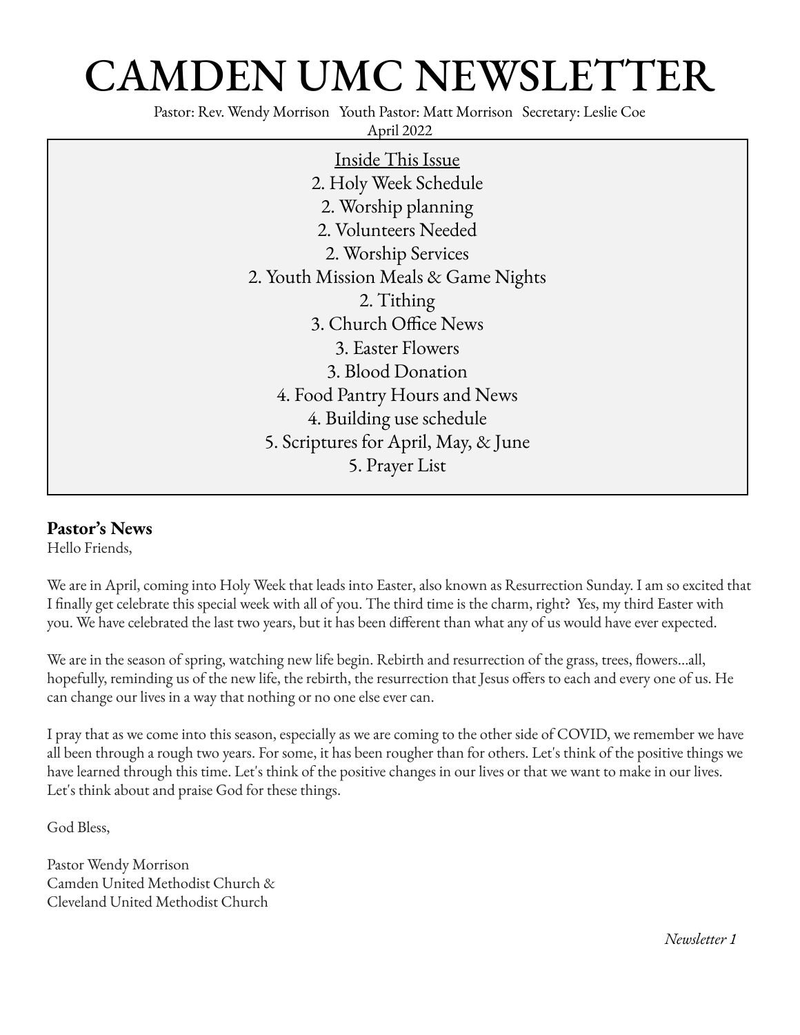# CAMDEN UMC NEWSLETTER

Pastor: Rev. Wendy Morrison   Youth Pastor: Matt Morrison   Secretary: Leslie Coe
April 2022

<u>Inside This Issue</u>
2. Holy Week Schedule
2. Worship planning
2. Volunteers Needed
2. Worship Services
2. Youth Mission Meals & Game Nights
2. Tithing
3. Church Office News
3. Easter Flowers
3. Blood Donation
4. Food Pantry Hours and News
4. Building use schedule
5. Scriptures for April, May, & June
5. Prayer List

**Pastor's News**

Hello Friends,

We are in April, coming into Holy Week that leads into Easter, also known as Resurrection Sunday. I am so excited that I finally get celebrate this special week with all of you. The third time is the charm, right? Yes, my third Easter with you. We have celebrated the last two years, but it has been different than what any of us would have ever expected.

We are in the season of spring, watching new life begin. Rebirth and resurrection of the grass, trees, flowers...all, hopefully, reminding us of the new life, the rebirth, the resurrection that Jesus offers to each and every one of us. He can change our lives in a way that nothing or no one else ever can.

I pray that as we come into this season, especially as we are coming to the other side of COVID, we remember we have all been through a rough two years. For some, it has been rougher than for others. Let's think of the positive things we have learned through this time. Let's think of the positive changes in our lives or that we want to make in our lives. Let's think about and praise God for these things.

God Bless,

Pastor Wendy Morrison
Camden United Methodist Church &
Cleveland United Methodist Church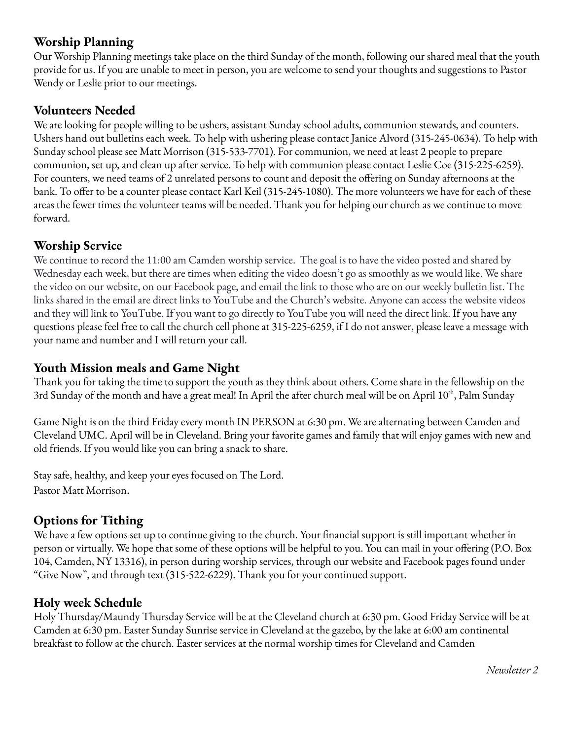## Worship Planning

Our Worship Planning meetings take place on the third Sunday of the month, following our shared meal that the youth provide for us. If you are unable to meet in person, you are welcome to send your thoughts and suggestions to Pastor Wendy or Leslie prior to our meetings.

## Volunteers Needed

We are looking for people willing to be ushers, assistant Sunday school adults, communion stewards, and counters. Ushers hand out bulletins each week. To help with ushering please contact Janice Alvord (315-245-0634). To help with Sunday school please see Matt Morrison (315-533-7701). For communion, we need at least 2 people to prepare communion, set up, and clean up after service. To help with communion please contact Leslie Coe (315-225-6259). For counters, we need teams of 2 unrelated persons to count and deposit the offering on Sunday afternoons at the bank. To offer to be a counter please contact Karl Keil (315-245-1080). The more volunteers we have for each of these areas the fewer times the volunteer teams will be needed. Thank you for helping our church as we continue to move forward.

## Worship Service

We continue to record the 11:00 am Camden worship service. The goal is to have the video posted and shared by Wednesday each week, but there are times when editing the video doesn't go as smoothly as we would like. We share the video on our website, on our Facebook page, and email the link to those who are on our weekly bulletin list. The links shared in the email are direct links to YouTube and the Church's website. Anyone can access the website videos and they will link to YouTube. If you want to go directly to YouTube you will need the direct link. If you have any questions please feel free to call the church cell phone at 315-225-6259, if I do not answer, please leave a message with your name and number and I will return your call.

## Youth Mission meals and Game Night

Thank you for taking the time to support the youth as they think about others. Come share in the fellowship on the 3rd Sunday of the month and have a great meal! In April the after church meal will be on April 10th, Palm Sunday

Game Night is on the third Friday every month IN PERSON at 6:30 pm. We are alternating between Camden and Cleveland UMC. April will be in Cleveland. Bring your favorite games and family that will enjoy games with new and old friends. If you would like you can bring a snack to share.

Stay safe, healthy, and keep your eyes focused on The Lord.
Pastor Matt Morrison.

## Options for Tithing

We have a few options set up to continue giving to the church. Your financial support is still important whether in person or virtually. We hope that some of these options will be helpful to you. You can mail in your offering (P.O. Box 104, Camden, NY 13316), in person during worship services, through our website and Facebook pages found under "Give Now", and through text (315-522-6229). Thank you for your continued support.

## Holy week Schedule

Holy Thursday/Maundy Thursday Service will be at the Cleveland church at 6:30 pm. Good Friday Service will be at Camden at 6:30 pm. Easter Sunday Sunrise service in Cleveland at the gazebo, by the lake at 6:00 am continental breakfast to follow at the church. Easter services at the normal worship times for Cleveland and Camden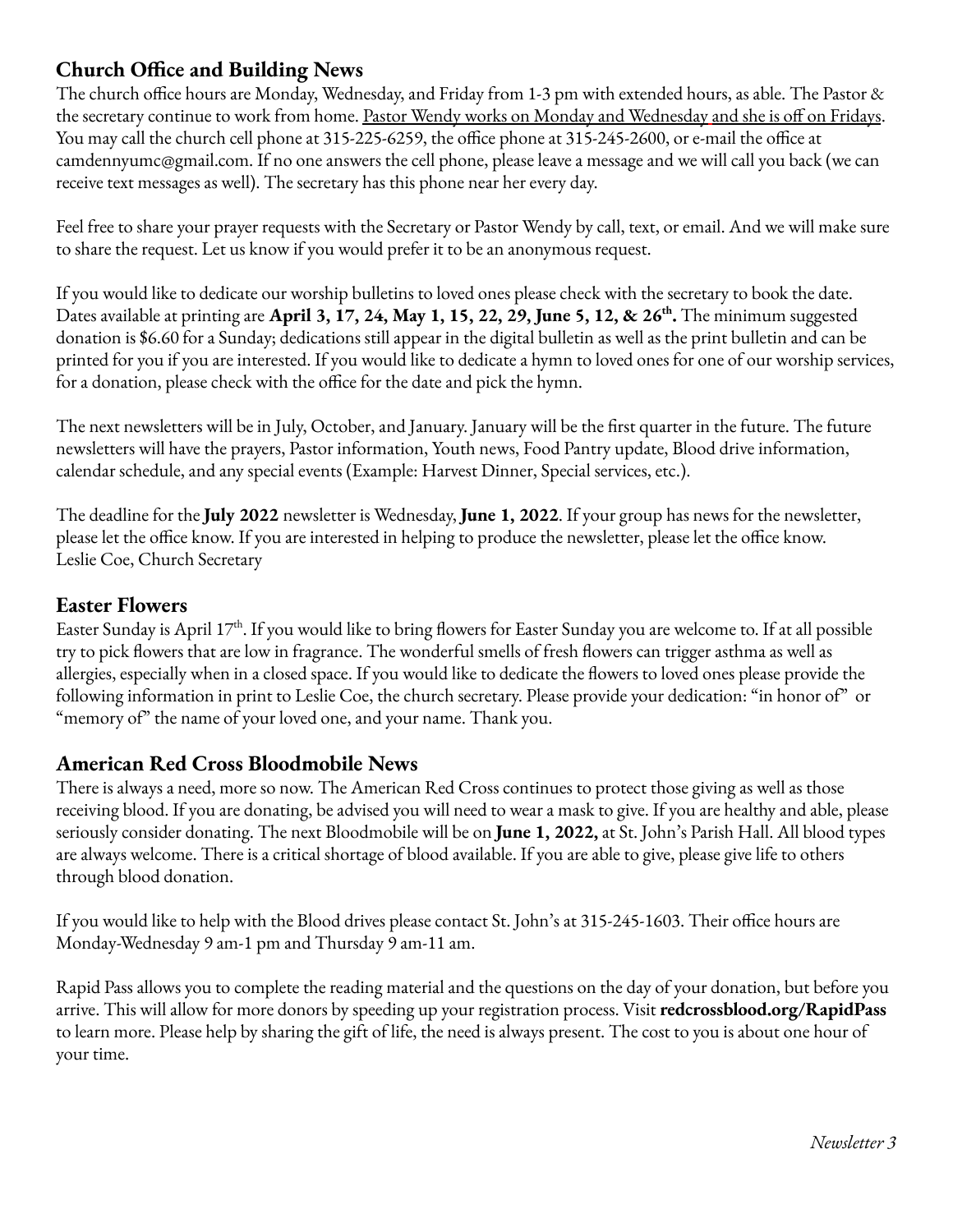## Church Office and Building News

The church office hours are Monday, Wednesday, and Friday from 1-3 pm with extended hours, as able. The Pastor & the secretary continue to work from home. Pastor Wendy works on Monday and Wednesday and she is off on Fridays. You may call the church cell phone at 315-225-6259, the office phone at 315-245-2600, or e-mail the office at camdennyumc@gmail.com. If no one answers the cell phone, please leave a message and we will call you back (we can receive text messages as well). The secretary has this phone near her every day.

Feel free to share your prayer requests with the Secretary or Pastor Wendy by call, text, or email. And we will make sure to share the request. Let us know if you would prefer it to be an anonymous request.

If you would like to dedicate our worship bulletins to loved ones please check with the secretary to book the date. Dates available at printing are **April 3, 17, 24, May 1, 15, 22, 29, June 5, 12, & 26th.** The minimum suggested donation is $6.60 for a Sunday; dedications still appear in the digital bulletin as well as the print bulletin and can be printed for you if you are interested. If you would like to dedicate a hymn to loved ones for one of our worship services, for a donation, please check with the office for the date and pick the hymn.

The next newsletters will be in July, October, and January. January will be the first quarter in the future. The future newsletters will have the prayers, Pastor information, Youth news, Food Pantry update, Blood drive information, calendar schedule, and any special events (Example: Harvest Dinner, Special services, etc.).

The deadline for the **July 2022** newsletter is Wednesday, **June 1, 2022**. If your group has news for the newsletter, please let the office know. If you are interested in helping to produce the newsletter, please let the office know.
Leslie Coe, Church Secretary

## Easter Flowers

Easter Sunday is April 17th. If you would like to bring flowers for Easter Sunday you are welcome to. If at all possible try to pick flowers that are low in fragrance. The wonderful smells of fresh flowers can trigger asthma as well as allergies, especially when in a closed space. If you would like to dedicate the flowers to loved ones please provide the following information in print to Leslie Coe, the church secretary. Please provide your dedication: "in honor of" or "memory of" the name of your loved one, and your name. Thank you.

## American Red Cross Bloodmobile News

There is always a need, more so now. The American Red Cross continues to protect those giving as well as those receiving blood. If you are donating, be advised you will need to wear a mask to give. If you are healthy and able, please seriously consider donating. The next Bloodmobile will be on **June 1, 2022,** at St. John's Parish Hall. All blood types are always welcome. There is a critical shortage of blood available. If you are able to give, please give life to others through blood donation.

If you would like to help with the Blood drives please contact St. John's at 315-245-1603. Their office hours are Monday-Wednesday 9 am-1 pm and Thursday 9 am-11 am.

Rapid Pass allows you to complete the reading material and the questions on the day of your donation, but before you arrive. This will allow for more donors by speeding up your registration process. Visit **redcrossblood.org/RapidPass** to learn more. Please help by sharing the gift of life, the need is always present. The cost to you is about one hour of your time.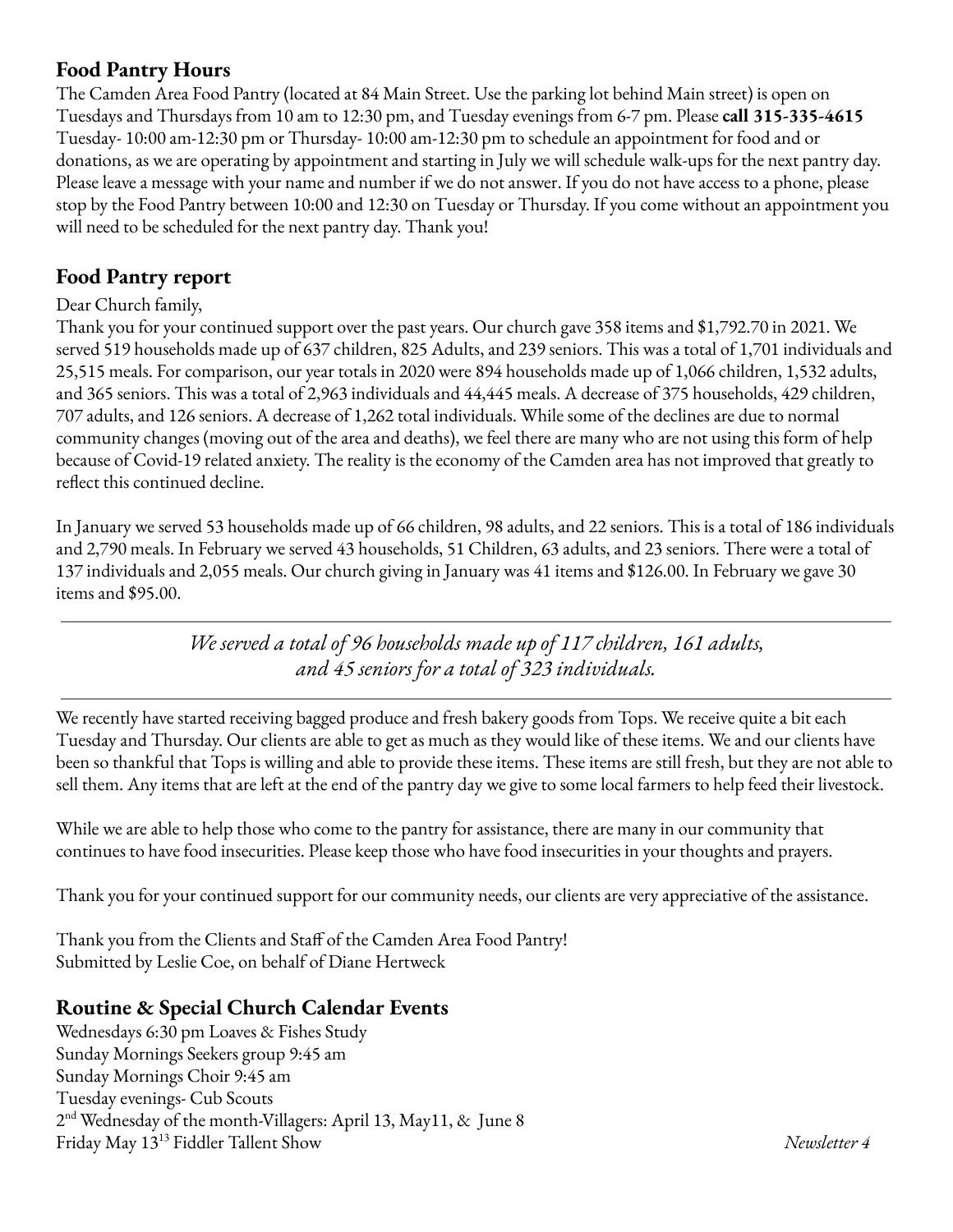## Food Pantry Hours

The Camden Area Food Pantry (located at 84 Main Street. Use the parking lot behind Main street) is open on Tuesdays and Thursdays from 10 am to 12:30 pm, and Tuesday evenings from 6-7 pm. Please **call 315-335-4615** Tuesday- 10:00 am-12:30 pm or Thursday- 10:00 am-12:30 pm to schedule an appointment for food and or donations, as we are operating by appointment and starting in July we will schedule walk-ups for the next pantry day. Please leave a message with your name and number if we do not answer. If you do not have access to a phone, please stop by the Food Pantry between 10:00 and 12:30 on Tuesday or Thursday. If you come without an appointment you will need to be scheduled for the next pantry day. Thank you!

## Food Pantry report

Dear Church family,

Thank you for your continued support over the past years. Our church gave 358 items and $1,792.70 in 2021. We served 519 households made up of 637 children, 825 Adults, and 239 seniors. This was a total of 1,701 individuals and 25,515 meals. For comparison, our year totals in 2020 were 894 households made up of 1,066 children, 1,532 adults, and 365 seniors. This was a total of 2,963 individuals and 44,445 meals. A decrease of 375 households, 429 children, 707 adults, and 126 seniors. A decrease of 1,262 total individuals. While some of the declines are due to normal community changes (moving out of the area and deaths), we feel there are many who are not using this form of help because of Covid-19 related anxiety. The reality is the economy of the Camden area has not improved that greatly to reflect this continued decline.

In January we served 53 households made up of 66 children, 98 adults, and 22 seniors. This is a total of 186 individuals and 2,790 meals. In February we served 43 households, 51 Children, 63 adults, and 23 seniors. There were a total of 137 individuals and 2,055 meals. Our church giving in January was 41 items and $126.00. In February we gave 30 items and $95.00.

---

*We served a total of 96 households made up of 117 children, 161 adults, and 45 seniors for a total of 323 individuals.*

---

We recently have started receiving bagged produce and fresh bakery goods from Tops. We receive quite a bit each Tuesday and Thursday. Our clients are able to get as much as they would like of these items. We and our clients have been so thankful that Tops is willing and able to provide these items. These items are still fresh, but they are not able to sell them. Any items that are left at the end of the pantry day we give to some local farmers to help feed their livestock.

While we are able to help those who come to the pantry for assistance, there are many in our community that continues to have food insecurities. Please keep those who have food insecurities in your thoughts and prayers.

Thank you for your continued support for our community needs, our clients are very appreciative of the assistance.

Thank you from the Clients and Staff of the Camden Area Food Pantry!
Submitted by Leslie Coe, on behalf of Diane Hertweck

## Routine & Special Church Calendar Events

Wednesdays 6:30 pm Loaves & Fishes Study
Sunday Mornings Seekers group 9:45 am
Sunday Mornings Choir 9:45 am
Tuesday evenings- Cub Scouts
2nd Wednesday of the month-Villagers: April 13, May11, & June 8
Friday May 13[13] Fiddler Tallent Show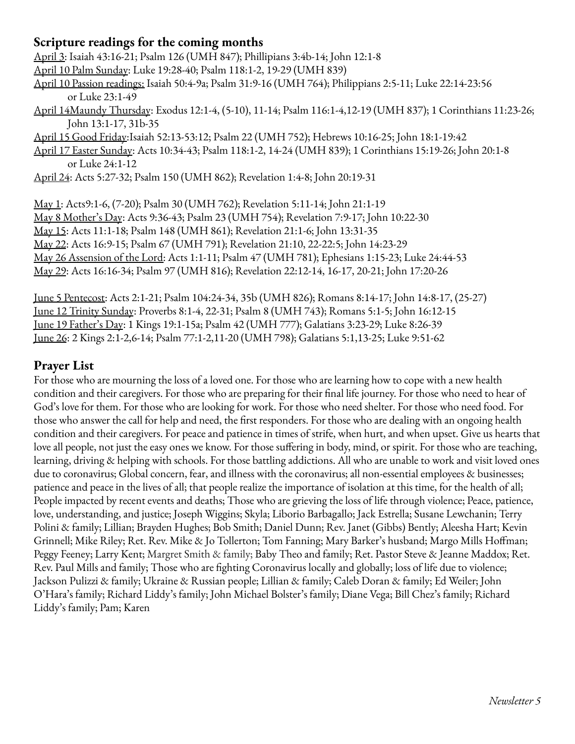## Scripture readings for the coming months

April 3: Isaiah 43:16-21; Psalm 126 (UMH 847); Phillipians 3:4b-14; John 12:1-8
April 10 Palm Sunday: Luke 19:28-40; Psalm 118:1-2, 19-29 (UMH 839)
April 10 Passion readings: Isaiah 50:4-9a; Psalm 31:9-16 (UMH 764); Philippians 2:5-11; Luke 22:14-23:56 or Luke 23:1-49
April 14Maundy Thursday: Exodus 12:1-4, (5-10), 11-14; Psalm 116:1-4,12-19 (UMH 837); 1 Corinthians 11:23-26; John 13:1-17, 31b-35
April 15 Good Friday:Isaiah 52:13-53:12; Psalm 22 (UMH 752); Hebrews 10:16-25; John 18:1-19:42
April 17 Easter Sunday: Acts 10:34-43; Psalm 118:1-2, 14-24 (UMH 839); 1 Corinthians 15:19-26; John 20:1-8 or Luke 24:1-12
April 24: Acts 5:27-32; Psalm 150 (UMH 862); Revelation 1:4-8; John 20:19-31

May 1: Acts9:1-6, (7-20); Psalm 30 (UMH 762); Revelation 5:11-14; John 21:1-19
May 8 Mother's Day: Acts 9:36-43; Psalm 23 (UMH 754); Revelation 7:9-17; John 10:22-30
May 15: Acts 11:1-18; Psalm 148 (UMH 861); Revelation 21:1-6; John 13:31-35
May 22: Acts 16:9-15; Psalm 67 (UMH 791); Revelation 21:10, 22-22:5; John 14:23-29
May 26 Assension of the Lord: Acts 1:1-11; Psalm 47 (UMH 781); Ephesians 1:15-23; Luke 24:44-53
May 29: Acts 16:16-34; Psalm 97 (UMH 816); Revelation 22:12-14, 16-17, 20-21; John 17:20-26

June 5 Pentecost: Acts 2:1-21; Psalm 104:24-34, 35b (UMH 826); Romans 8:14-17; John 14:8-17, (25-27)
June 12 Trinity Sunday: Proverbs 8:1-4, 22-31; Psalm 8 (UMH 743); Romans 5:1-5; John 16:12-15
June 19 Father's Day: 1 Kings 19:1-15a; Psalm 42 (UMH 777); Galatians 3:23-29; Luke 8:26-39
June 26: 2 Kings 2:1-2,6-14; Psalm 77:1-2,11-20 (UMH 798); Galatians 5:1,13-25; Luke 9:51-62

## Prayer List

For those who are mourning the loss of a loved one. For those who are learning how to cope with a new health condition and their caregivers. For those who are preparing for their final life journey. For those who need to hear of God's love for them. For those who are looking for work. For those who need shelter. For those who need food. For those who answer the call for help and need, the first responders. For those who are dealing with an ongoing health condition and their caregivers. For peace and patience in times of strife, when hurt, and when upset. Give us hearts that love all people, not just the easy ones we know. For those suffering in body, mind, or spirit. For those who are teaching, learning, driving & helping with schools. For those battling addictions. All who are unable to work and visit loved ones due to coronavirus; Global concern, fear, and illness with the coronavirus; all non-essential employees & businesses; patience and peace in the lives of all; that people realize the importance of isolation at this time, for the health of all; People impacted by recent events and deaths; Those who are grieving the loss of life through violence; Peace, patience, love, understanding, and justice; Joseph Wiggins; Skyla; Liborio Barbagallo; Jack Estrella; Susane Lewchanin; Terry Polini & family; Lillian; Brayden Hughes; Bob Smith; Daniel Dunn; Rev. Janet (Gibbs) Bently; Aleesha Hart; Kevin Grinnell; Mike Riley; Ret. Rev. Mike & Jo Tollerton; Tom Fanning; Mary Barker's husband; Margo Mills Hoffman; Peggy Feeney; Larry Kent; Margret Smith & family; Baby Theo and family; Ret. Pastor Steve & Jeanne Maddox; Ret. Rev. Paul Mills and family; Those who are fighting Coronavirus locally and globally; loss of life due to violence; Jackson Pulizzi & family; Ukraine & Russian people; Lillian & family; Caleb Doran & family; Ed Weiler; John O'Hara's family; Richard Liddy's family; John Michael Bolster's family; Diane Vega; Bill Chez's family; Richard Liddy's family; Pam; Karen